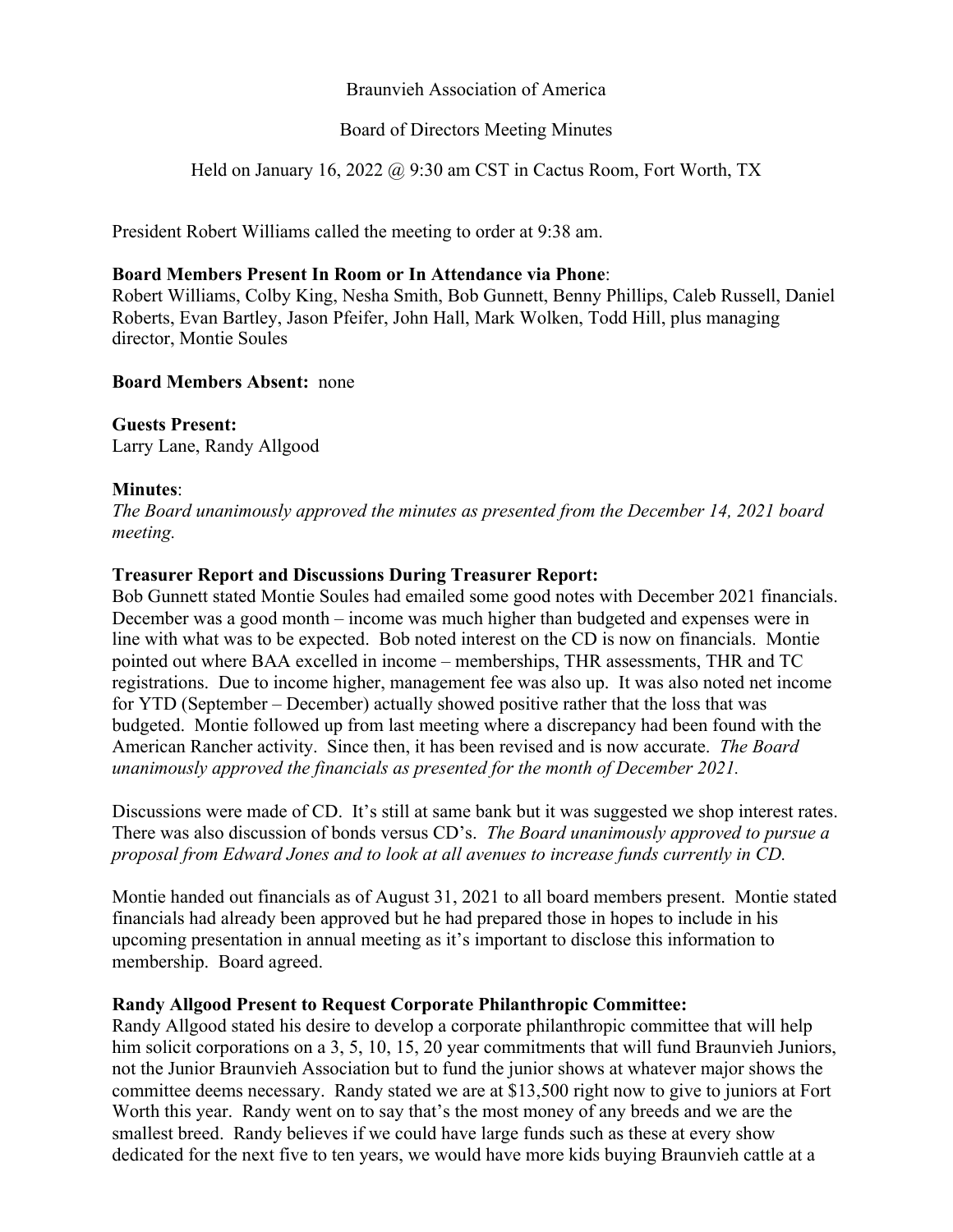Braunvieh Association of America

Board of Directors Meeting Minutes

Held on January 16, 2022 @ 9:30 am CST in Cactus Room, Fort Worth, TX

President Robert Williams called the meeting to order at 9:38 am.

**Board Members Present In Room or In Attendance via Phone**:
Robert Williams, Colby King, Nesha Smith, Bob Gunnett, Benny Phillips, Caleb Russell, Daniel Roberts, Evan Bartley, Jason Pfeifer, John Hall, Mark Wolken, Todd Hill, plus managing director, Montie Soules

**Board Members Absent:** none

**Guests Present:**
Larry Lane, Randy Allgood

**Minutes**:
*The Board unanimously approved the minutes as presented from the December 14, 2021 board meeting.*

**Treasurer Report and Discussions During Treasurer Report:**
Bob Gunnett stated Montie Soules had emailed some good notes with December 2021 financials. December was a good month – income was much higher than budgeted and expenses were in line with what was to be expected. Bob noted interest on the CD is now on financials. Montie pointed out where BAA excelled in income – memberships, THR assessments, THR and TC registrations. Due to income higher, management fee was also up. It was also noted net income for YTD (September – December) actually showed positive rather that the loss that was budgeted. Montie followed up from last meeting where a discrepancy had been found with the American Rancher activity. Since then, it has been revised and is now accurate. *The Board unanimously approved the financials as presented for the month of December 2021.*

Discussions were made of CD. It's still at same bank but it was suggested we shop interest rates. There was also discussion of bonds versus CD's. *The Board unanimously approved to pursue a proposal from Edward Jones and to look at all avenues to increase funds currently in CD.*

Montie handed out financials as of August 31, 2021 to all board members present. Montie stated financials had already been approved but he had prepared those in hopes to include in his upcoming presentation in annual meeting as it's important to disclose this information to membership. Board agreed.

**Randy Allgood Present to Request Corporate Philanthropic Committee:**
Randy Allgood stated his desire to develop a corporate philanthropic committee that will help him solicit corporations on a 3, 5, 10, 15, 20 year commitments that will fund Braunvieh Juniors, not the Junior Braunvieh Association but to fund the junior shows at whatever major shows the committee deems necessary. Randy stated we are at $13,500 right now to give to juniors at Fort Worth this year. Randy went on to say that's the most money of any breeds and we are the smallest breed. Randy believes if we could have large funds such as these at every show dedicated for the next five to ten years, we would have more kids buying Braunvieh cattle at a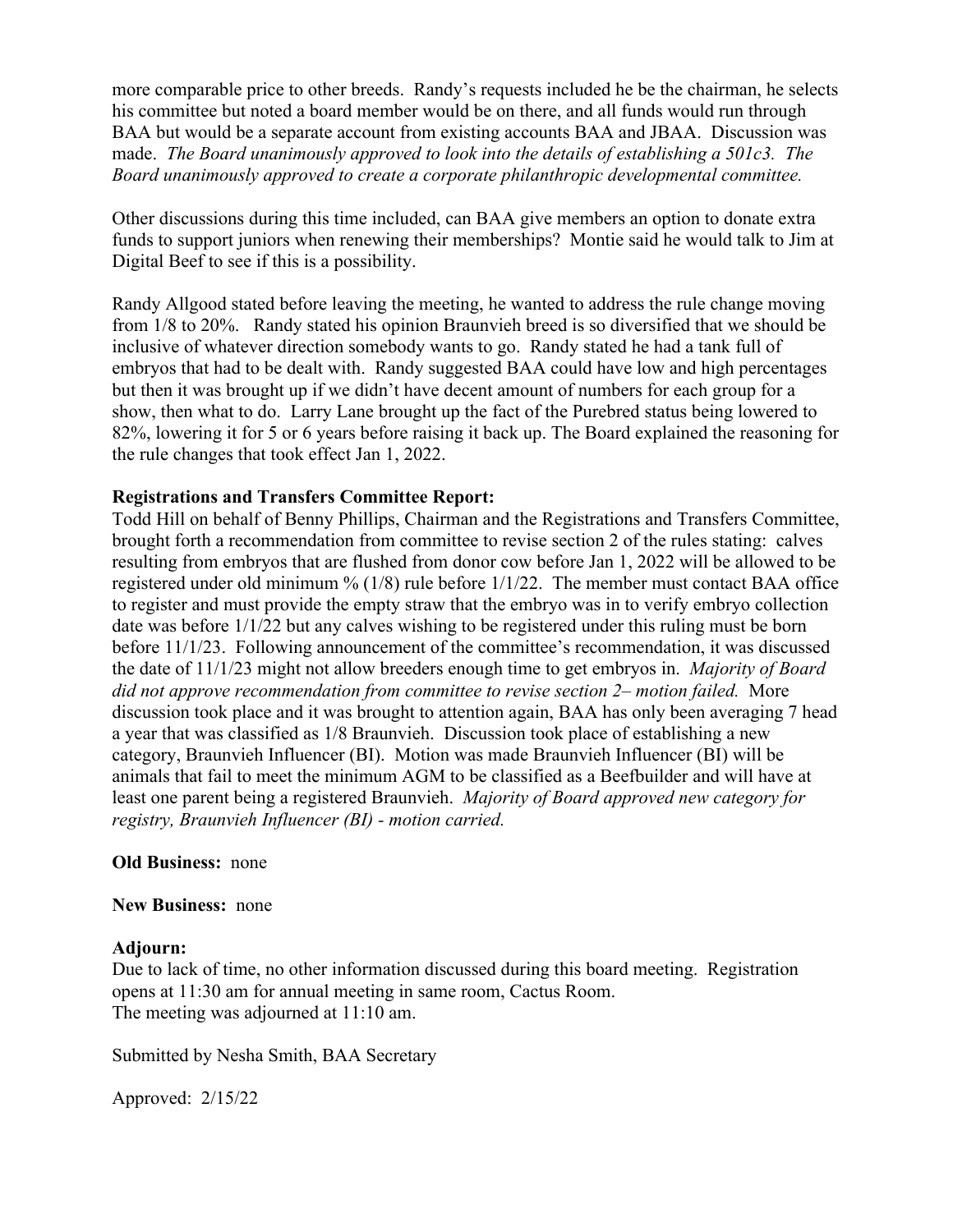more comparable price to other breeds. Randy's requests included he be the chairman, he selects his committee but noted a board member would be on there, and all funds would run through BAA but would be a separate account from existing accounts BAA and JBAA. Discussion was made. *The Board unanimously approved to look into the details of establishing a 501c3. The Board unanimously approved to create a corporate philanthropic developmental committee.*

Other discussions during this time included, can BAA give members an option to donate extra funds to support juniors when renewing their memberships? Montie said he would talk to Jim at Digital Beef to see if this is a possibility.

Randy Allgood stated before leaving the meeting, he wanted to address the rule change moving from 1/8 to 20%. Randy stated his opinion Braunvieh breed is so diversified that we should be inclusive of whatever direction somebody wants to go. Randy stated he had a tank full of embryos that had to be dealt with. Randy suggested BAA could have low and high percentages but then it was brought up if we didn't have decent amount of numbers for each group for a show, then what to do. Larry Lane brought up the fact of the Purebred status being lowered to 82%, lowering it for 5 or 6 years before raising it back up. The Board explained the reasoning for the rule changes that took effect Jan 1, 2022.

**Registrations and Transfers Committee Report:**
Todd Hill on behalf of Benny Phillips, Chairman and the Registrations and Transfers Committee, brought forth a recommendation from committee to revise section 2 of the rules stating: calves resulting from embryos that are flushed from donor cow before Jan 1, 2022 will be allowed to be registered under old minimum % (1/8) rule before 1/1/22. The member must contact BAA office to register and must provide the empty straw that the embryo was in to verify embryo collection date was before 1/1/22 but any calves wishing to be registered under this ruling must be born before 11/1/23. Following announcement of the committee's recommendation, it was discussed the date of 11/1/23 might not allow breeders enough time to get embryos in. *Majority of Board did not approve recommendation from committee to revise section 2– motion failed.* More discussion took place and it was brought to attention again, BAA has only been averaging 7 head a year that was classified as 1/8 Braunvieh. Discussion took place of establishing a new category, Braunvieh Influencer (BI). Motion was made Braunvieh Influencer (BI) will be animals that fail to meet the minimum AGM to be classified as a Beefbuilder and will have at least one parent being a registered Braunvieh. *Majority of Board approved new category for registry, Braunvieh Influencer (BI) - motion carried.*

**Old Business:** none

**New Business:** none

**Adjourn:**
Due to lack of time, no other information discussed during this board meeting. Registration opens at 11:30 am for annual meeting in same room, Cactus Room.
The meeting was adjourned at 11:10 am.

Submitted by Nesha Smith, BAA Secretary

Approved: 2/15/22